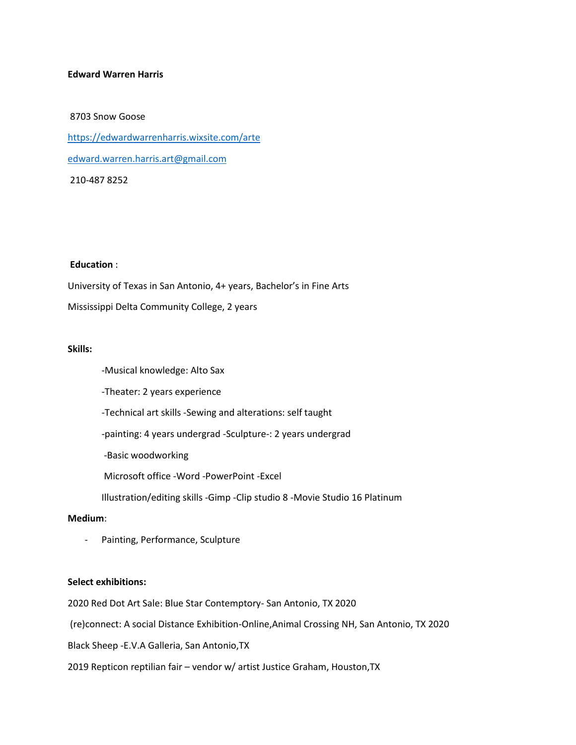**Edward Warren Harris**

8703 Snow Goose

https://edwardwarrenharris.wixsite.com/arte

edward.warren.harris.art@gmail.com

210-487 8252

**Education** :

University of Texas in San Antonio, 4+ years, Bachelor's in Fine Arts

Mississippi Delta Community College, 2 years

**Skills:**

-Musical knowledge: Alto Sax

-Theater: 2 years experience

-Technical art skills -Sewing and alterations: self taught

-painting: 4 years undergrad -Sculpture-: 2 years undergrad

-Basic woodworking

Microsoft office -Word -PowerPoint -Excel

Illustration/editing skills -Gimp -Clip studio 8 -Movie Studio 16 Platinum

**Medium**:

- Painting, Performance, Sculpture

**Select exhibitions:**

2020 Red Dot Art Sale: Blue Star Contemptory- San Antonio, TX 2020

(re)connect: A social Distance Exhibition-Online,Animal Crossing NH, San Antonio, TX 2020

Black Sheep -E.V.A Galleria, San Antonio,TX

2019 Repticon reptilian fair – vendor w/ artist Justice Graham, Houston,TX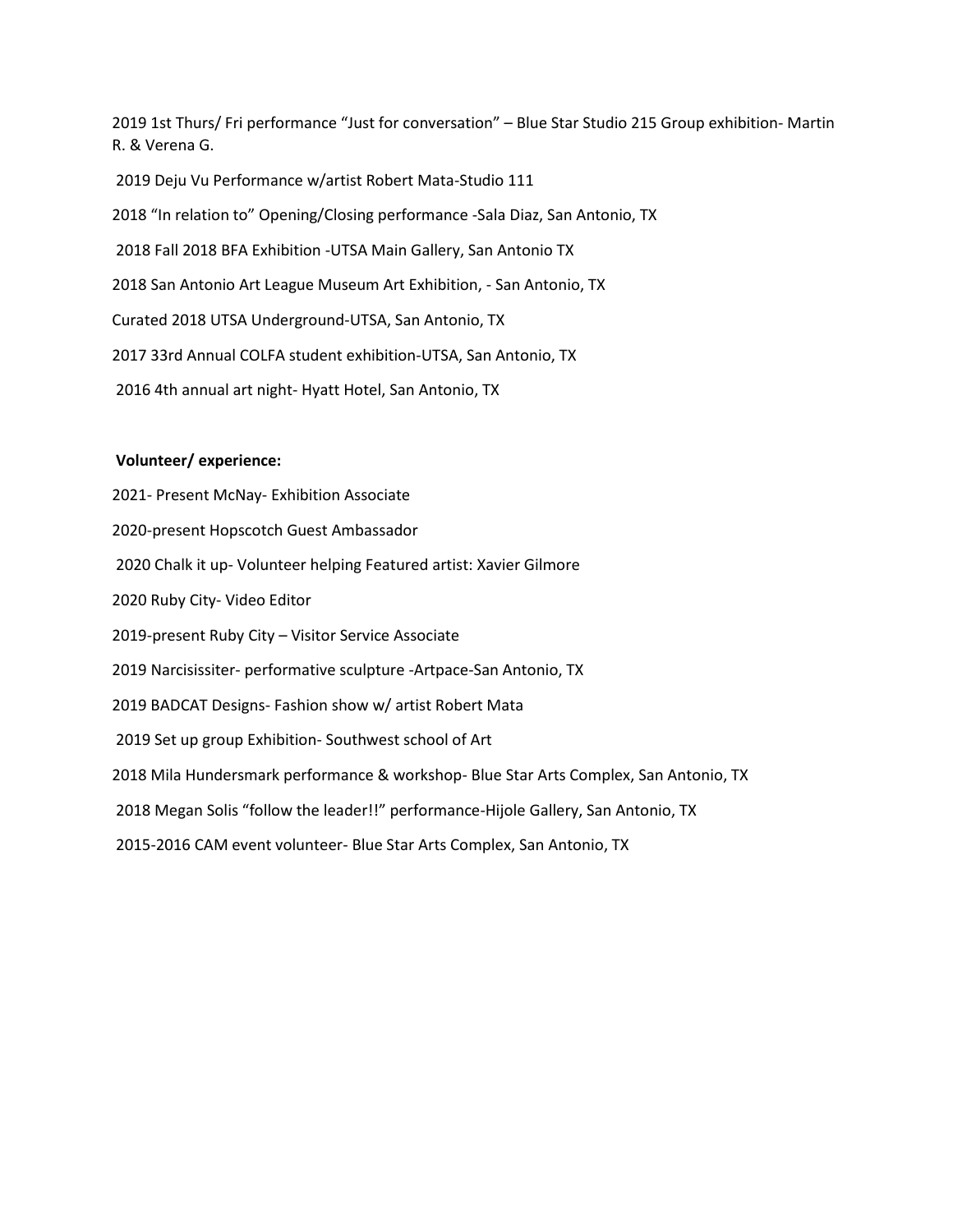2019 1st Thurs/ Fri performance “Just for conversation” – Blue Star Studio 215 Group exhibition- Martin R. & Verena G.

2019 Deju Vu Performance w/artist Robert Mata-Studio 111

2018 “In relation to” Opening/Closing performance -Sala Diaz, San Antonio, TX

2018 Fall 2018 BFA Exhibition -UTSA Main Gallery, San Antonio TX

2018 San Antonio Art League Museum Art Exhibition, - San Antonio, TX

Curated 2018 UTSA Underground-UTSA, San Antonio, TX

2017 33rd Annual COLFA student exhibition-UTSA, San Antonio, TX

2016 4th annual art night- Hyatt Hotel, San Antonio, TX

**Volunteer/ experience:**

2021- Present McNay- Exhibition Associate

2020-present Hopscotch Guest Ambassador

2020 Chalk it up- Volunteer helping Featured artist: Xavier Gilmore

2020 Ruby City- Video Editor

2019-present Ruby City – Visitor Service Associate

2019 Narcisissiter- performative sculpture -Artpace-San Antonio, TX

2019 BADCAT Designs- Fashion show w/ artist Robert Mata

2019 Set up group Exhibition- Southwest school of Art

2018 Mila Hundersmark performance & workshop- Blue Star Arts Complex, San Antonio, TX

2018 Megan Solis “follow the leader!!” performance-Hijole Gallery, San Antonio, TX

2015-2016 CAM event volunteer- Blue Star Arts Complex, San Antonio, TX